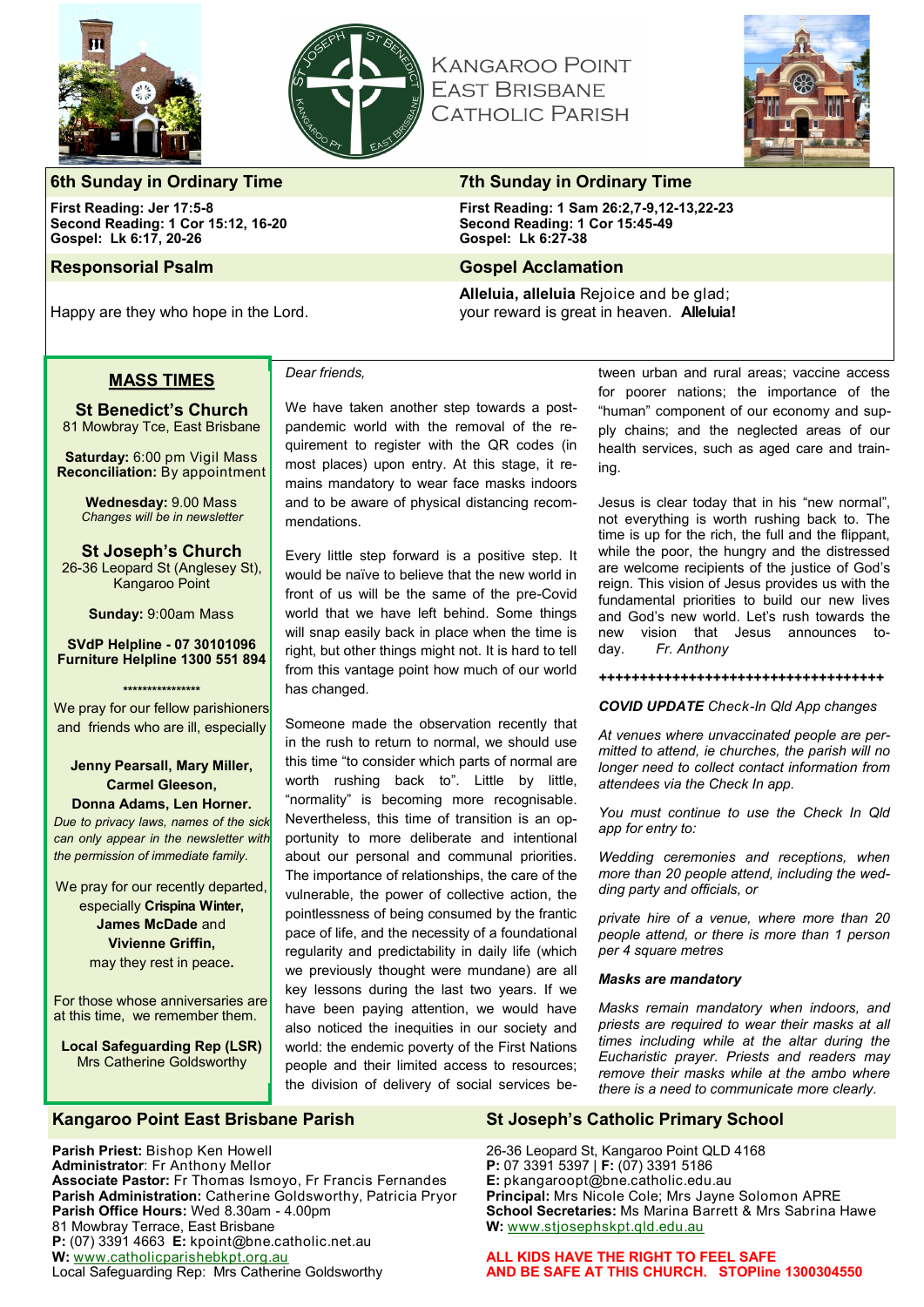# Kangaroo Point East Brisbane Catholic Parish

## 6th Sunday in Ordinary Time

**First Reading: Jer 17:5-8**
**Second Reading: 1 Cor 15:12, 16-20**
**Gospel: Lk 6:17, 20-26**

## Responsorial Psalm

Happy are they who hope in the Lord.

## 7th Sunday in Ordinary Time

**First Reading: 1 Sam 26:2,7-9,12-13,22-23**
**Second Reading: 1 Cor 15:45-49**
**Gospel: Lk 6:27-38**

## Gospel Acclamation

**Alleluia, alleluia** Rejoice and be glad; your reward is great in heaven. **Alleluia!**

## MASS TIMES

### St Benedict's Church

81 Mowbray Tce, East Brisbane

**Saturday:** 6:00 pm Vigil Mass
**Reconciliation:** By appointment

**Wednesday:** 9.00 Mass
*Changes will be in newsletter*

### St Joseph's Church

26-36 Leopard St (Anglesey St), Kangaroo Point

**Sunday:** 9:00am Mass

**SVdP Helpline - 07 30101096**
**Furniture Helpline 1300 551 894**

****************

We pray for our fellow parishioners and friends who are ill, especially

**Jenny Pearsall, Mary Miller, Carmel Gleeson, Donna Adams, Len Horner.**

*Due to privacy laws, names of the sick can only appear in the newsletter with the permission of immediate family.*

We pray for our recently departed, especially **Crispina Winter, James McDade** and **Vivienne Griffin,** may they rest in peace**.**

For those whose anniversaries are at this time, we remember them.

**Local Safeguarding Rep (LSR)**
Mrs Catherine Goldsworthy

*Dear friends,*

We have taken another step towards a post-pandemic world with the removal of the requirement to register with the QR codes (in most places) upon entry. At this stage, it remains mandatory to wear face masks indoors and to be aware of physical distancing recommendations.

Every little step forward is a positive step. It would be naïve to believe that the new world in front of us will be the same of the pre-Covid world that we have left behind. Some things will snap easily back in place when the time is right, but other things might not. It is hard to tell from this vantage point how much of our world has changed.

Someone made the observation recently that in the rush to return to normal, we should use this time "to consider which parts of normal are worth rushing back to". Little by little, "normality" is becoming more recognisable. Nevertheless, this time of transition is an opportunity to more deliberate and intentional about our personal and communal priorities. The importance of relationships, the care of the vulnerable, the power of collective action, the pointlessness of being consumed by the frantic pace of life, and the necessity of a foundational regularity and predictability in daily life (which we previously thought were mundane) are all key lessons during the last two years. If we have been paying attention, we would have also noticed the inequities in our society and world: the endemic poverty of the First Nations people and their limited access to resources; the division of delivery of social services between urban and rural areas; vaccine access for poorer nations; the importance of the "human" component of our economy and supply chains; and the neglected areas of our health services, such as aged care and training.

Jesus is clear today that in his "new normal", not everything is worth rushing back to. The time is up for the rich, the full and the flippant, while the poor, the hungry and the distressed are welcome recipients of the justice of God's reign. This vision of Jesus provides us with the fundamental priorities to build our new lives and God's new world. Let's rush towards the new vision that Jesus announces today. *Fr. Anthony*

++++++++++++++++++++++++++++++++++++

***COVID UPDATE** Check-In Qld App changes*

*At venues where unvaccinated people are permitted to attend, ie churches, the parish will no longer need to collect contact information from attendees via the Check In app.*

*You must continue to use the Check In Qld app for entry to:*

*Wedding ceremonies and receptions, when more than 20 people attend, including the wedding party and officials, or*

*private hire of a venue, where more than 20 people attend, or there is more than 1 person per 4 square metres*

***Masks are mandatory***

*Masks remain mandatory when indoors, and priests are required to wear their masks at all times including while at the altar during the Eucharistic prayer. Priests and readers may remove their masks while at the ambo where there is a need to communicate more clearly.*

## Kangaroo Point East Brisbane Parish

**Parish Priest:** Bishop Ken Howell
**Administrator**: Fr Anthony Mellor
**Associate Pastor:** Fr Thomas Ismoyo, Fr Francis Fernandes
**Parish Administration:** Catherine Goldsworthy, Patricia Pryor
**Parish Office Hours:** Wed 8.30am - 4.00pm
81 Mowbray Terrace, East Brisbane
**P:** (07) 3391 4663 **E:** kpoint@bne.catholic.net.au
**W:** www.catholicparishebkpt.org.au
Local Safeguarding Rep: Mrs Catherine Goldsworthy

## St Joseph's Catholic Primary School

26-36 Leopard St, Kangaroo Point QLD 4168
**P:** 07 3391 5397 | **F:** (07) 3391 5186
**E:** pkangaroopt@bne.catholic.edu.au
**Principal:** Mrs Nicole Cole; Mrs Jayne Solomon APRE
**School Secretaries:** Ms Marina Barrett & Mrs Sabrina Hawe
**W:** www.stjosephskpt.qld.edu.au

**ALL KIDS HAVE THE RIGHT TO FEEL SAFE AND BE SAFE AT THIS CHURCH. STOPline 1300304550**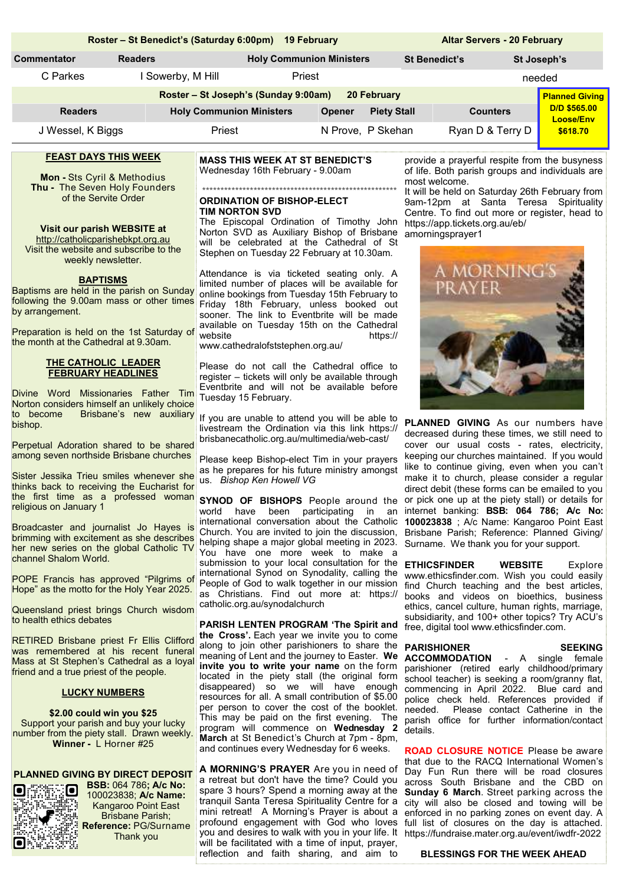| Roster – St Benedict's (Saturday 6:00pm) 19 February | | | Altar Servers - 20 February | |
|---|---|---|---|---|
| Commentator | Readers | Holy Communion Ministers | St Benedict's | St Joseph's |
| C Parkes | I Sowerby, M Hill | Priest | | needed |

| Roster – St Joseph's (Sunday 9:00am) 20 February | | | | | |
|---|---|---|---|---|---|
| Readers | Holy Communion Ministers | Opener | Piety Stall | Counters | Planned Giving D/D $565.00 Loose/Env $618.70 |
| J Wessel, K Biggs | Priest | N Prove, | P Skehan | Ryan D & Terry D | |

**FEAST DAYS THIS WEEK**

**Mon -** Sts Cyril & Methodius
**Thu -** The Seven Holy Founders of the Servite Order

**Visit our parish WEBSITE at**
http://catholicparishebkpt.org.au
Visit the website and subscribe to the weekly newsletter.

**BAPTISMS**

Baptisms are held in the parish on Sunday following the 9.00am mass or other times by arrangement.

Preparation is held on the 1st Saturday of the month at the Cathedral at 9.30am.

**THE CATHOLIC LEADER FEBRUARY HEADLINES**

Divine Word Missionaries Father Tim Norton considers himself an unlikely choice to become Brisbane's new auxiliary bishop.

Perpetual Adoration shared to be shared among seven northside Brisbane churches

Sister Jessika Trieu smiles whenever she thinks back to receiving the Eucharist for the first time as a professed woman religious on January 1

Broadcaster and journalist Jo Hayes is brimming with excitement as she describes her new series on the global Catholic TV channel Shalom World.

POPE Francis has approved "Pilgrims of Hope" as the motto for the Holy Year 2025.

Queensland priest brings Church wisdom to health ethics debates

RETIRED Brisbane priest Fr Ellis Clifford was remembered at his recent funeral Mass at St Stephen's Cathedral as a loyal friend and a true priest of the people.

**LUCKY NUMBERS**

**$2.00 could win you $25**
Support your parish and buy your lucky number from the piety stall. Drawn weekly.
**Winner -** L Horner #25

**PLANNED GIVING BY DIRECT DEPOSIT**

**BSB:** 064 786; **A/c No:** 100023838; **A/c Name:** Kangaroo Point East Brisbane Parish; **Reference:** PG/Surname
Thank you

**MASS THIS WEEK AT ST BENEDICT'S**
Wednesday 16th February - 9.00am

\*\*\*\*\*\*\*\*\*\*\*\*\*\*\*\*\*\*\*\*\*\*\*\*\*\*\*\*\*\*\*\*\*\*\*\*\*\*\*\*\*\*\*\*\*\*\*\*\*\*\*\*\*

**ORDINATION OF BISHOP-ELECT TIM NORTON SVD**
The Episcopal Ordination of Timothy John Norton SVD as Auxiliary Bishop of Brisbane will be celebrated at the Cathedral of St Stephen on Tuesday 22 February at 10.30am.

Attendance is via ticketed seating only. A limited number of places will be available for online bookings from Tuesday 15th February to Friday 18th February, unless booked out sooner. The link to Eventbrite will be made available on Tuesday 15th on the Cathedral website https://www.cathedralofststephen.org.au/

Please do not call the Cathedral office to register – tickets will only be available through Eventbrite and will not be available before Tuesday 15 February.

If you are unable to attend you will be able to livestream the Ordination via this link https://brisbanecatholic.org.au/multimedia/web-cast/

Please keep Bishop-elect Tim in your prayers as he prepares for his future ministry amongst us. *Bishop Ken Howell VG*

**SYNOD OF BISHOPS** People around the world have been participating in an international conversation about the Catholic Church. You are invited to join the discussion, helping shape a major global meeting in 2023. You have one more week to make a submission to your local consultation for the international Synod on Synodality, calling the People of God to walk together in our mission as Christians. Find out more at: https://catholic.org.au/synodalchurch

**PARISH LENTEN PROGRAM 'The Spirit and the Cross'.** Each year we invite you to come along to join other parishioners to share the meaning of Lent and the journey to Easter. **We invite you to write your name** on the form located in the piety stall (the original form disappeared) so we will have enough resources for all. A small contribution of $5.00 per person to cover the cost of the booklet. This may be paid on the first evening. The program will commence on **Wednesday 2 March** at St Benedict's Church at 7pm - 8pm, and continues every Wednesday for 6 weeks.

**A MORNING'S PRAYER** Are you in need of a retreat but don't have the time? Could you spare 3 hours? Spend a morning away at the tranquil Santa Teresa Spirituality Centre for a mini retreat! A Morning's Prayer is about a profound engagement with God who loves you and desires to walk with you in your life. It will be facilitated with a time of input, prayer, reflection and faith sharing, and aim to provide a prayerful respite from the busyness of life. Both parish groups and individuals are most welcome.
It will be held on Saturday 26th February from 9am-12pm at Santa Teresa Spirituality Centre. To find out more or register, head to https://app.tickets.org.au/eb/amorningsprayer1

A MORNING'S PRAYER

**PLANNED GIVING** As our numbers have decreased during these times, we still need to cover our usual costs - rates, electricity, keeping our churches maintained. If you would like to continue giving, even when you can't make it to church, please consider a regular direct debit (these forms can be emailed to you or pick one up at the piety stall) or details for internet banking: **BSB: 064 786; A/c No: 100023838** ; A/c Name: Kangaroo Point East Brisbane Parish; Reference: Planned Giving/Surname. We thank you for your support.

**ETHICSFINDER WEBSITE** Explore www.ethicsfinder.com. Wish you could easily find Church teaching and the best articles, books and videos on bioethics, business ethics, cancel culture, human rights, marriage, subsidiarity, and 100+ other topics? Try ACU's free, digital tool www.ethicsfinder.com.

**PARISHIONER SEEKING ACCOMMODATION** - A single female parishioner (retired early childhood/primary school teacher) is seeking a room/granny flat, commencing in April 2022. Blue card and police check held. References provided if needed. Please contact Catherine in the parish office for further information/contact details.

**ROAD CLOSURE NOTICE** Please be aware that due to the RACQ International Women's Day Fun Run there will be road closures across South Brisbane and the CBD on **Sunday 6 March**. Street parking across the city will also be closed and towing will be enforced in no parking zones on event day. A full list of closures on the day is attached. https://fundraise.mater.org.au/event/iwdfr-2022

**BLESSINGS FOR THE WEEK AHEAD**